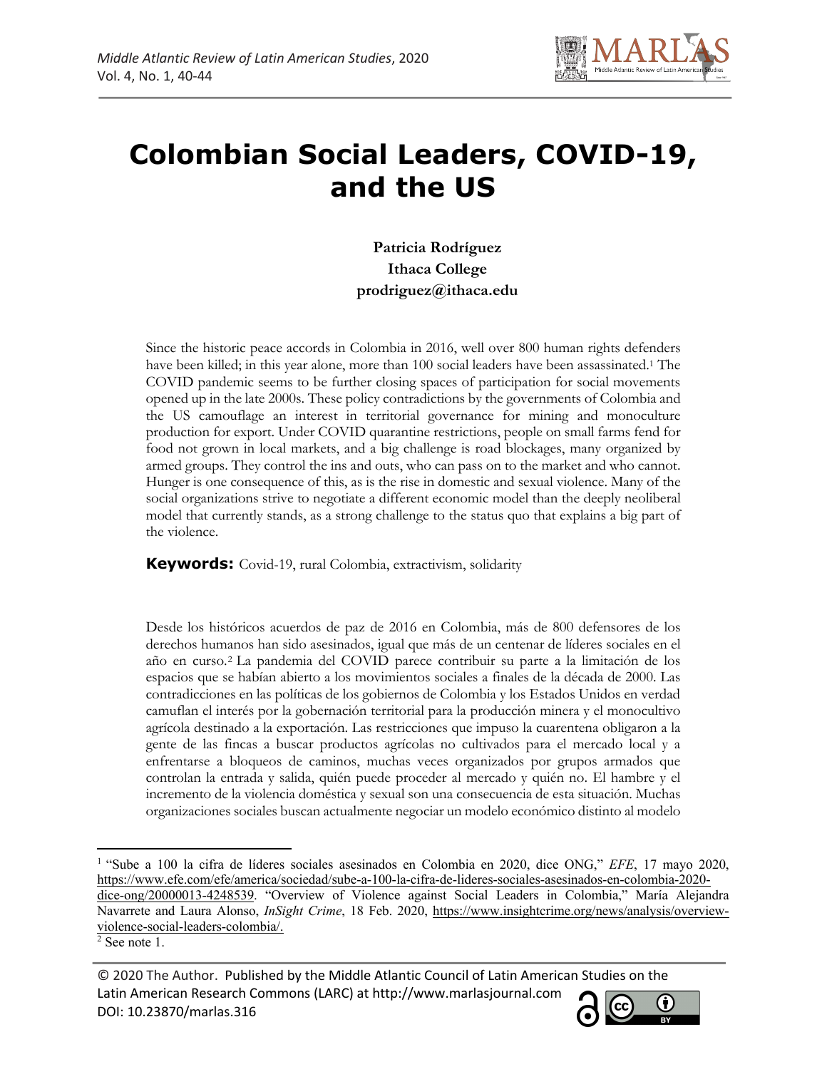# Colombian Social Leaders, COVID-19, and the US

**Patricia Rodríguez**
**Ithaca College**
**prodriguez@ithaca.edu**

Since the historic peace accords in Colombia in 2016, well over 800 human rights defenders have been killed; in this year alone, more than 100 social leaders have been assassinated.[1] The COVID pandemic seems to be further closing spaces of participation for social movements opened up in the late 2000s. These policy contradictions by the governments of Colombia and the US camouflage an interest in territorial governance for mining and monoculture production for export. Under COVID quarantine restrictions, people on small farms fend for food not grown in local markets, and a big challenge is road blockages, many organized by armed groups. They control the ins and outs, who can pass on to the market and who cannot. Hunger is one consequence of this, as is the rise in domestic and sexual violence. Many of the social organizations strive to negotiate a different economic model than the deeply neoliberal model that currently stands, as a strong challenge to the status quo that explains a big part of the violence.

**Keywords:** Covid-19, rural Colombia, extractivism, solidarity

Desde los históricos acuerdos de paz de 2016 en Colombia, más de 800 defensores de los derechos humanos han sido asesinados, igual que más de un centenar de líderes sociales en el año en curso.[2] La pandemia del COVID parece contribuir su parte a la limitación de los espacios que se habían abierto a los movimientos sociales a finales de la década de 2000. Las contradicciones en las políticas de los gobiernos de Colombia y los Estados Unidos en verdad camuflan el interés por la gobernación territorial para la producción minera y el monocultivo agrícola destinado a la exportación. Las restricciones que impuso la cuarentena obligaron a la gente de las fincas a buscar productos agrícolas no cultivados para el mercado local y a enfrentarse a bloqueos de caminos, muchas veces organizados por grupos armados que controlan la entrada y salida, quién puede proceder al mercado y quién no. El hambre y el incremento de la violencia doméstica y sexual son una consecuencia de esta situación. Muchas organizaciones sociales buscan actualmente negociar un modelo económico distinto al modelo

---

[1] "Sube a 100 la cifra de líderes sociales asesinados en Colombia en 2020, dice ONG," *EFE*, 17 mayo 2020, https://www.efe.com/efe/america/sociedad/sube-a-100-la-cifra-de-lideres-sociales-asesinados-en-colombia-2020-dice-ong/20000013-4248539. "Overview of Violence against Social Leaders in Colombia," María Alejandra Navarrete and Laura Alonso, *InSight Crime*, 18 Feb. 2020, https://www.insightcrime.org/news/analysis/overview-violence-social-leaders-colombia/.

[2] See note 1.

© 2020 The Author. Published by the Middle Atlantic Council of Latin American Studies on the Latin American Research Commons (LARC) at http://www.marlasjournal.com
DOI: 10.23870/marlas.316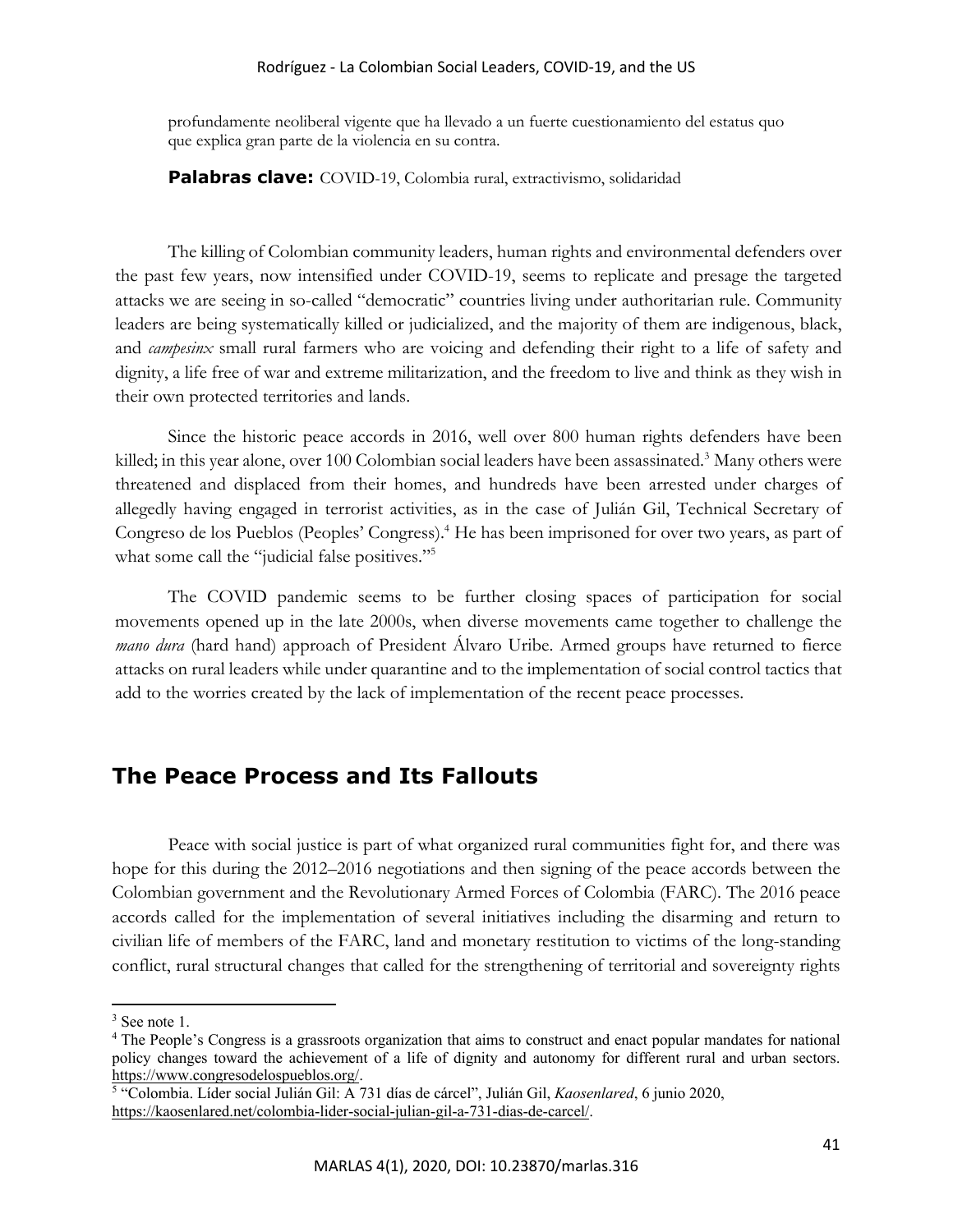profundamente neoliberal vigente que ha llevado a un fuerte cuestionamiento del estatus quo que explica gran parte de la violencia en su contra.

**Palabras clave:** COVID-19, Colombia rural, extractivismo, solidaridad

The killing of Colombian community leaders, human rights and environmental defenders over the past few years, now intensified under COVID-19, seems to replicate and presage the targeted attacks we are seeing in so-called "democratic" countries living under authoritarian rule. Community leaders are being systematically killed or judicialized, and the majority of them are indigenous, black, and *campesinx* small rural farmers who are voicing and defending their right to a life of safety and dignity, a life free of war and extreme militarization, and the freedom to live and think as they wish in their own protected territories and lands.

Since the historic peace accords in 2016, well over 800 human rights defenders have been killed; in this year alone, over 100 Colombian social leaders have been assassinated.[3] Many others were threatened and displaced from their homes, and hundreds have been arrested under charges of allegedly having engaged in terrorist activities, as in the case of Julián Gil, Technical Secretary of Congreso de los Pueblos (Peoples' Congress).[4] He has been imprisoned for over two years, as part of what some call the "judicial false positives."[5]

The COVID pandemic seems to be further closing spaces of participation for social movements opened up in the late 2000s, when diverse movements came together to challenge the *mano dura* (hard hand) approach of President Álvaro Uribe. Armed groups have returned to fierce attacks on rural leaders while under quarantine and to the implementation of social control tactics that add to the worries created by the lack of implementation of the recent peace processes.

## The Peace Process and Its Fallouts

Peace with social justice is part of what organized rural communities fight for, and there was hope for this during the 2012–2016 negotiations and then signing of the peace accords between the Colombian government and the Revolutionary Armed Forces of Colombia (FARC). The 2016 peace accords called for the implementation of several initiatives including the disarming and return to civilian life of members of the FARC, land and monetary restitution to victims of the long-standing conflict, rural structural changes that called for the strengthening of territorial and sovereignty rights

---

[3] See note 1.

[4] The People's Congress is a grassroots organization that aims to construct and enact popular mandates for national policy changes toward the achievement of a life of dignity and autonomy for different rural and urban sectors. https://www.congresodelospueblos.org/.

[5] "Colombia. Líder social Julián Gil: A 731 días de cárcel", Julián Gil, *Kaosenlared*, 6 junio 2020, https://kaosenlared.net/colombia-lider-social-julian-gil-a-731-dias-de-carcel/.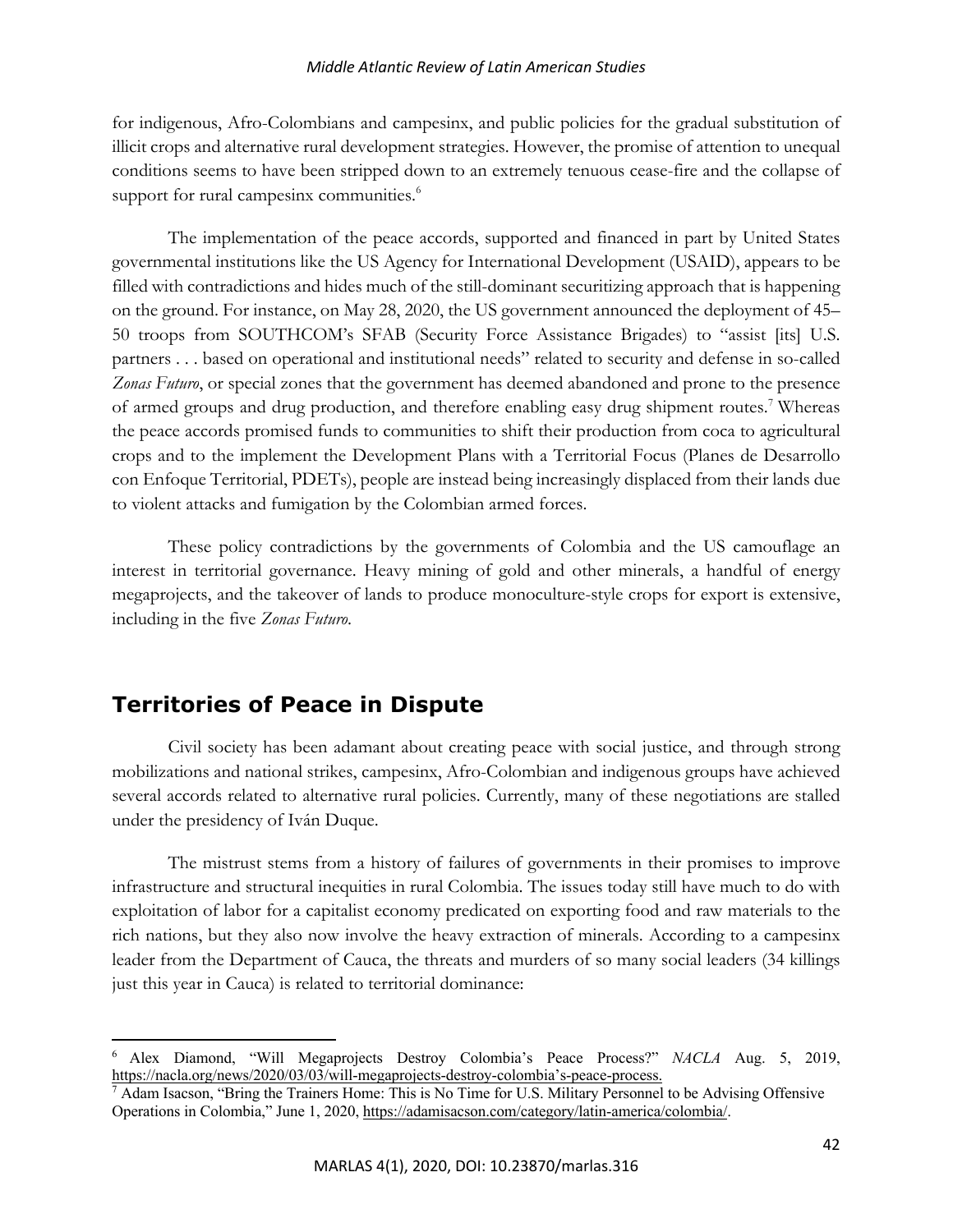for indigenous, Afro-Colombians and campesinx, and public policies for the gradual substitution of illicit crops and alternative rural development strategies. However, the promise of attention to unequal conditions seems to have been stripped down to an extremely tenuous cease-fire and the collapse of support for rural campesinx communities.[6]

The implementation of the peace accords, supported and financed in part by United States governmental institutions like the US Agency for International Development (USAID), appears to be filled with contradictions and hides much of the still-dominant securitizing approach that is happening on the ground. For instance, on May 28, 2020, the US government announced the deployment of 45–50 troops from SOUTHCOM's SFAB (Security Force Assistance Brigades) to "assist [its] U.S. partners . . . based on operational and institutional needs" related to security and defense in so-called *Zonas Futuro*, or special zones that the government has deemed abandoned and prone to the presence of armed groups and drug production, and therefore enabling easy drug shipment routes.[7] Whereas the peace accords promised funds to communities to shift their production from coca to agricultural crops and to the implement the Development Plans with a Territorial Focus (Planes de Desarrollo con Enfoque Territorial, PDETs), people are instead being increasingly displaced from their lands due to violent attacks and fumigation by the Colombian armed forces.

These policy contradictions by the governments of Colombia and the US camouflage an interest in territorial governance. Heavy mining of gold and other minerals, a handful of energy megaprojects, and the takeover of lands to produce monoculture-style crops for export is extensive, including in the five *Zonas Futuro*.

## Territories of Peace in Dispute

Civil society has been adamant about creating peace with social justice, and through strong mobilizations and national strikes, campesinx, Afro-Colombian and indigenous groups have achieved several accords related to alternative rural policies. Currently, many of these negotiations are stalled under the presidency of Iván Duque.

The mistrust stems from a history of failures of governments in their promises to improve infrastructure and structural inequities in rural Colombia. The issues today still have much to do with exploitation of labor for a capitalist economy predicated on exporting food and raw materials to the rich nations, but they also now involve the heavy extraction of minerals. According to a campesinx leader from the Department of Cauca, the threats and murders of so many social leaders (34 killings just this year in Cauca) is related to territorial dominance:

---

[6] Alex Diamond, "Will Megaprojects Destroy Colombia's Peace Process?" *NACLA* Aug. 5, 2019, https://nacla.org/news/2020/03/03/will-megaprojects-destroy-colombia's-peace-process.

[7] Adam Isacson, "Bring the Trainers Home: This is No Time for U.S. Military Personnel to be Advising Offensive Operations in Colombia," June 1, 2020, https://adamisacson.com/category/latin-america/colombia/.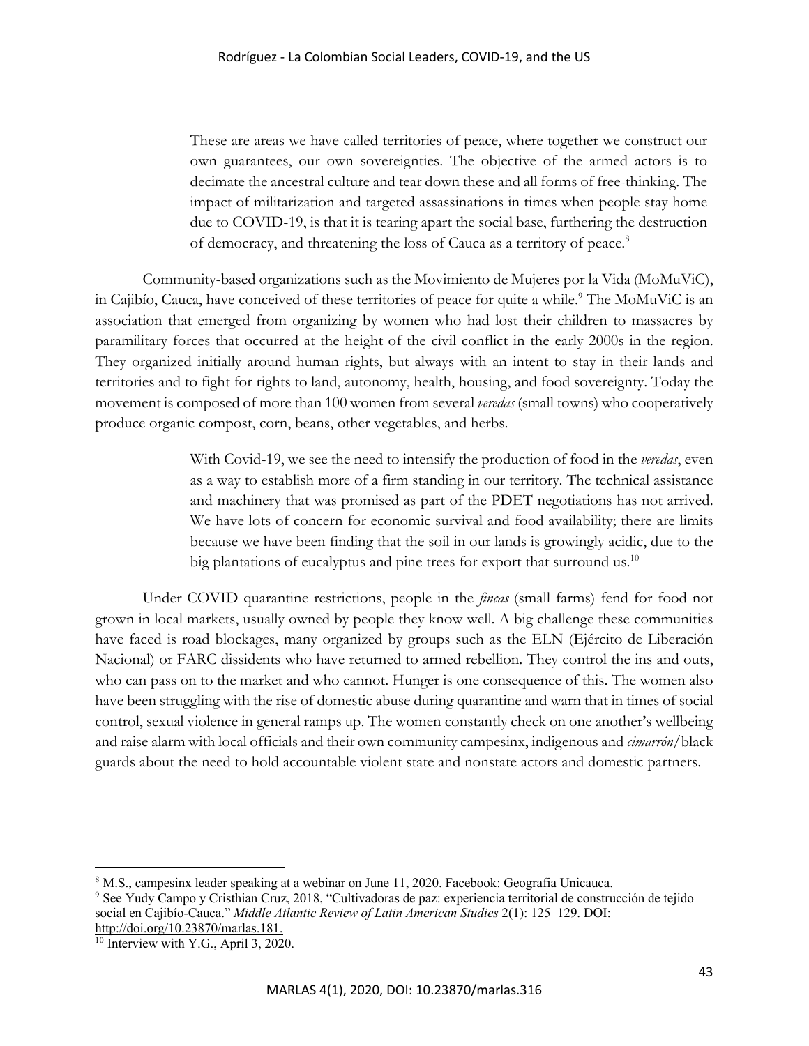> These are areas we have called territories of peace, where together we construct our own guarantees, our own sovereignties. The objective of the armed actors is to decimate the ancestral culture and tear down these and all forms of free-thinking. The impact of militarization and targeted assassinations in times when people stay home due to COVID-19, is that it is tearing apart the social base, furthering the destruction of democracy, and threatening the loss of Cauca as a territory of peace.[8]

Community-based organizations such as the Movimiento de Mujeres por la Vida (MoMuViC), in Cajibío, Cauca, have conceived of these territories of peace for quite a while.[9] The MoMuViC is an association that emerged from organizing by women who had lost their children to massacres by paramilitary forces that occurred at the height of the civil conflict in the early 2000s in the region. They organized initially around human rights, but always with an intent to stay in their lands and territories and to fight for rights to land, autonomy, health, housing, and food sovereignty. Today the movement is composed of more than 100 women from several *veredas* (small towns) who cooperatively produce organic compost, corn, beans, other vegetables, and herbs.

> With Covid-19, we see the need to intensify the production of food in the *veredas*, even as a way to establish more of a firm standing in our territory. The technical assistance and machinery that was promised as part of the PDET negotiations has not arrived. We have lots of concern for economic survival and food availability; there are limits because we have been finding that the soil in our lands is growingly acidic, due to the big plantations of eucalyptus and pine trees for export that surround us.[10]

Under COVID quarantine restrictions, people in the *fincas* (small farms) fend for food not grown in local markets, usually owned by people they know well. A big challenge these communities have faced is road blockages, many organized by groups such as the ELN (Ejército de Liberación Nacional) or FARC dissidents who have returned to armed rebellion. They control the ins and outs, who can pass on to the market and who cannot. Hunger is one consequence of this. The women also have been struggling with the rise of domestic abuse during quarantine and warn that in times of social control, sexual violence in general ramps up. The women constantly check on one another's wellbeing and raise alarm with local officials and their own community campesinx, indigenous and *cimarrón*/black guards about the need to hold accountable violent state and nonstate actors and domestic partners.

---

[8] M.S., campesinx leader speaking at a webinar on June 11, 2020. Facebook: Geografia Unicauca.

[9] See Yudy Campo y Cristhian Cruz, 2018, "Cultivadoras de paz: experiencia territorial de construcción de tejido social en Cajibío-Cauca." *Middle Atlantic Review of Latin American Studies* 2(1): 125–129. DOI: http://doi.org/10.23870/marlas.181.

[10] Interview with Y.G., April 3, 2020.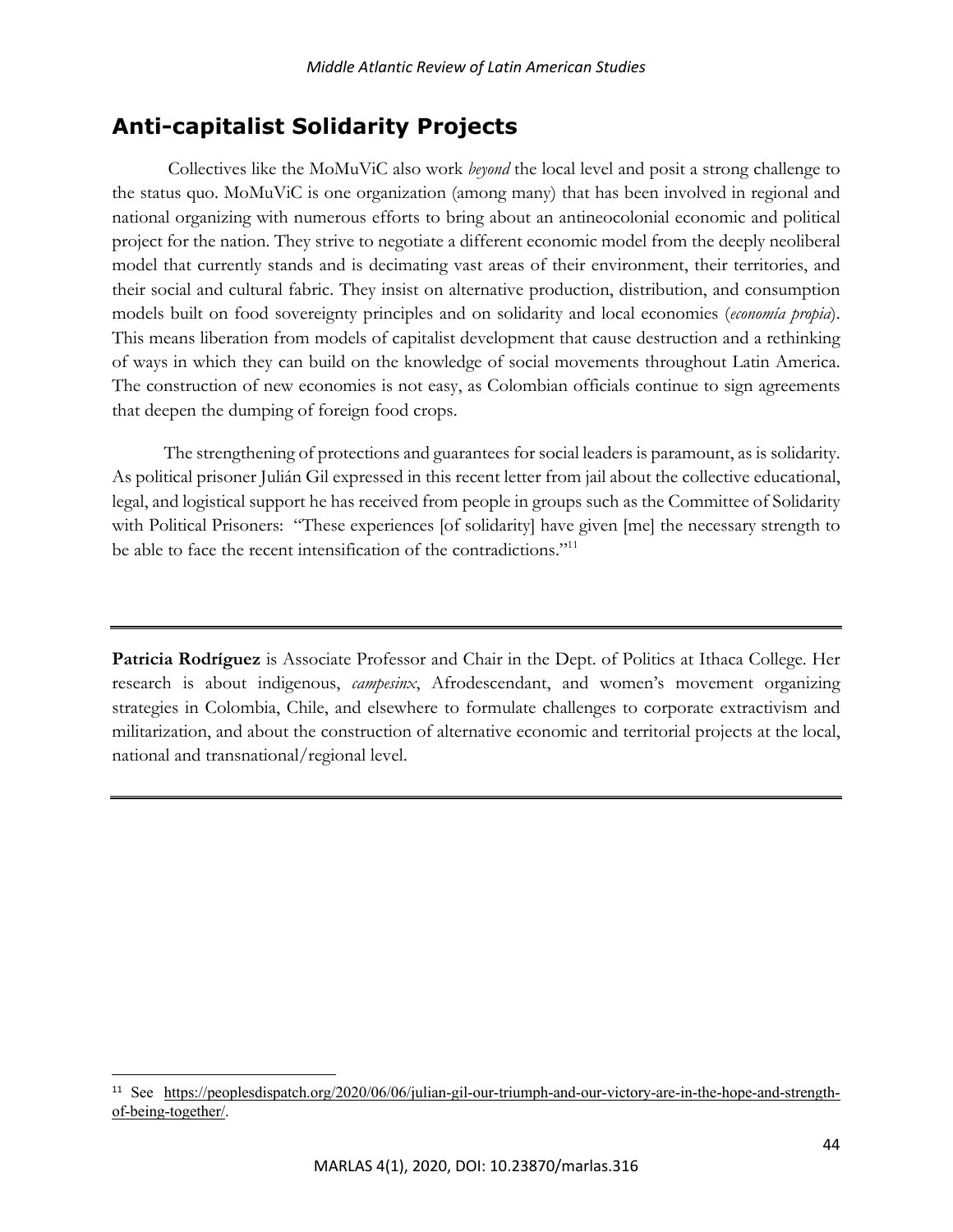## Anti-capitalist Solidarity Projects

Collectives like the MoMuViC also work *beyond* the local level and posit a strong challenge to the status quo. MoMuViC is one organization (among many) that has been involved in regional and national organizing with numerous efforts to bring about an antineocolonial economic and political project for the nation. They strive to negotiate a different economic model from the deeply neoliberal model that currently stands and is decimating vast areas of their environment, their territories, and their social and cultural fabric. They insist on alternative production, distribution, and consumption models built on food sovereignty principles and on solidarity and local economies (*economía propia*). This means liberation from models of capitalist development that cause destruction and a rethinking of ways in which they can build on the knowledge of social movements throughout Latin America. The construction of new economies is not easy, as Colombian officials continue to sign agreements that deepen the dumping of foreign food crops.

The strengthening of protections and guarantees for social leaders is paramount, as is solidarity. As political prisoner Julián Gil expressed in this recent letter from jail about the collective educational, legal, and logistical support he has received from people in groups such as the Committee of Solidarity with Political Prisoners: "These experiences [of solidarity] have given [me] the necessary strength to be able to face the recent intensification of the contradictions."[11]

---

**Patricia Rodríguez** is Associate Professor and Chair in the Dept. of Politics at Ithaca College. Her research is about indigenous, *campesinx*, Afrodescendant, and women's movement organizing strategies in Colombia, Chile, and elsewhere to formulate challenges to corporate extractivism and militarization, and about the construction of alternative economic and territorial projects at the local, national and transnational/regional level.

---

[11] See https://peoplesdispatch.org/2020/06/06/julian-gil-our-triumph-and-our-victory-are-in-the-hope-and-strength-of-being-together/.